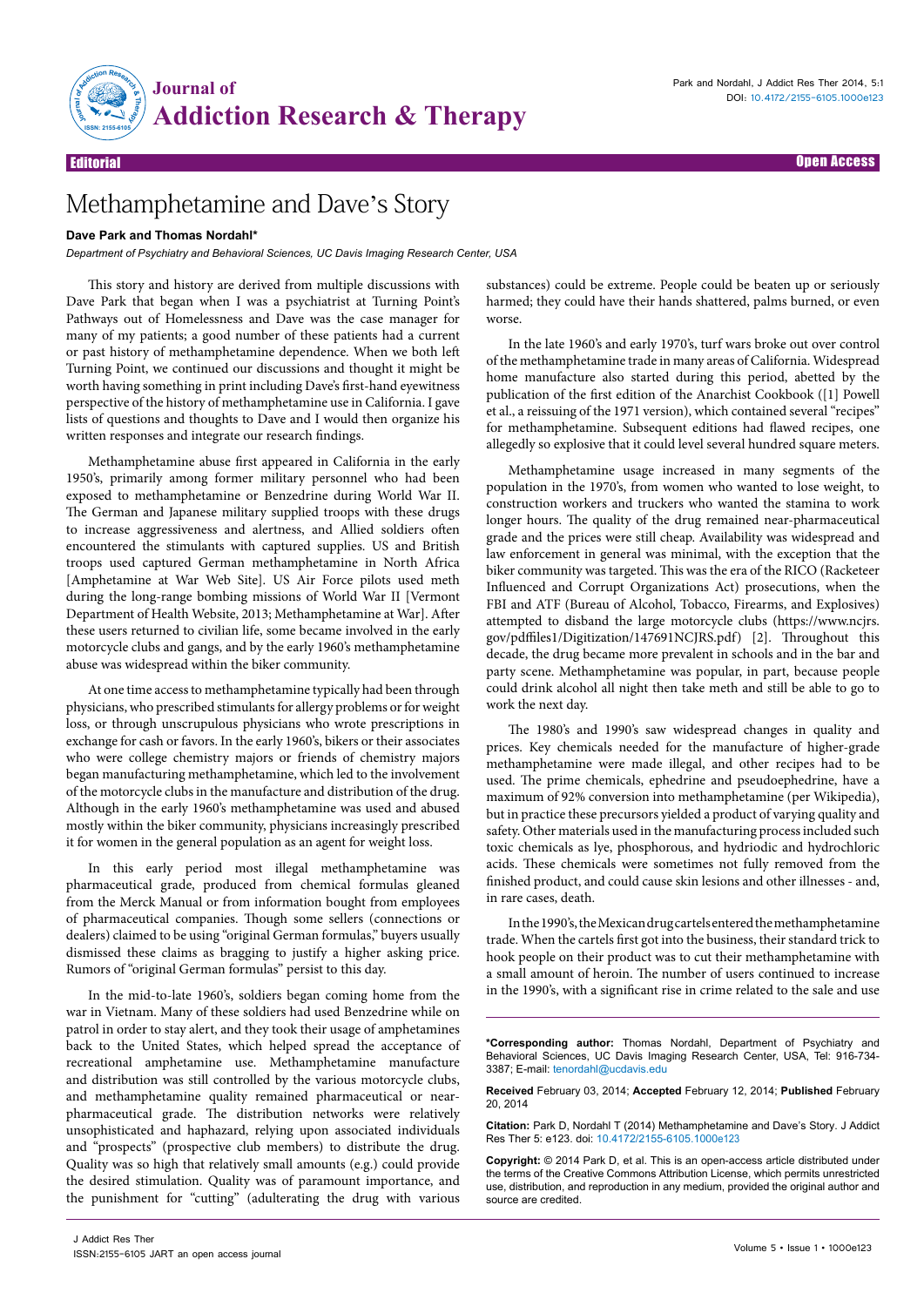Editorial

Open Access

# Methamphetamine and Dave's Story

**Dave Park and Thomas Nordahl***

*Department of Psychiatry and Behavioral Sciences, UC Davis Imaging Research Center, USA*

This story and history are derived from multiple discussions with Dave Park that began when I was a psychiatrist at Turning Point's Pathways out of Homelessness and Dave was the case manager for many of my patients; a good number of these patients had a current or past history of methamphetamine dependence. When we both left Turning Point, we continued our discussions and thought it might be worth having something in print including Dave's first-hand eyewitness perspective of the history of methamphetamine use in California. I gave lists of questions and thoughts to Dave and I would then organize his written responses and integrate our research findings.

Methamphetamine abuse first appeared in California in the early 1950's, primarily among former military personnel who had been exposed to methamphetamine or Benzedrine during World War II. The German and Japanese military supplied troops with these drugs to increase aggressiveness and alertness, and Allied soldiers often encountered the stimulants with captured supplies. US and British troops used captured German methamphetamine in North Africa [Amphetamine at War Web Site]. US Air Force pilots used meth during the long-range bombing missions of World War II [Vermont Department of Health Website, 2013; Methamphetamine at War]. After these users returned to civilian life, some became involved in the early motorcycle clubs and gangs, and by the early 1960's methamphetamine abuse was widespread within the biker community.

At one time access to methamphetamine typically had been through physicians, who prescribed stimulants for allergy problems or for weight loss, or through unscrupulous physicians who wrote prescriptions in exchange for cash or favors. In the early 1960's, bikers or their associates who were college chemistry majors or friends of chemistry majors began manufacturing methamphetamine, which led to the involvement of the motorcycle clubs in the manufacture and distribution of the drug. Although in the early 1960's methamphetamine was used and abused mostly within the biker community, physicians increasingly prescribed it for women in the general population as an agent for weight loss.

In this early period most illegal methamphetamine was pharmaceutical grade, produced from chemical formulas gleaned from the Merck Manual or from information bought from employees of pharmaceutical companies. Though some sellers (connections or dealers) claimed to be using "original German formulas," buyers usually dismissed these claims as bragging to justify a higher asking price. Rumors of "original German formulas" persist to this day.

In the mid-to-late 1960's, soldiers began coming home from the war in Vietnam. Many of these soldiers had used Benzedrine while on patrol in order to stay alert, and they took their usage of amphetamines back to the United States, which helped spread the acceptance of recreational amphetamine use. Methamphetamine manufacture and distribution was still controlled by the various motorcycle clubs, and methamphetamine quality remained pharmaceutical or near-pharmaceutical grade. The distribution networks were relatively unsophisticated and haphazard, relying upon associated individuals and "prospects" (prospective club members) to distribute the drug. Quality was so high that relatively small amounts (e.g.) could provide the desired stimulation. Quality was of paramount importance, and the punishment for "cutting" (adulterating the drug with various substances) could be extreme. People could be beaten up or seriously harmed; they could have their hands shattered, palms burned, or even worse.

In the late 1960's and early 1970's, turf wars broke out over control of the methamphetamine trade in many areas of California. Widespread home manufacture also started during this period, abetted by the publication of the first edition of the Anarchist Cookbook ([1] Powell et al., a reissuing of the 1971 version), which contained several "recipes" for methamphetamine. Subsequent editions had flawed recipes, one allegedly so explosive that it could level several hundred square meters.

Methamphetamine usage increased in many segments of the population in the 1970's, from women who wanted to lose weight, to construction workers and truckers who wanted the stamina to work longer hours. The quality of the drug remained near-pharmaceutical grade and the prices were still cheap. Availability was widespread and law enforcement in general was minimal, with the exception that the biker community was targeted. This was the era of the RICO (Racketeer Influenced and Corrupt Organizations Act) prosecutions, when the FBI and ATF (Bureau of Alcohol, Tobacco, Firearms, and Explosives) attempted to disband the large motorcycle clubs (https://www.ncjrs.gov/pdffiles1/Digitization/147691NCJRS.pdf) [2]. Throughout this decade, the drug became more prevalent in schools and in the bar and party scene. Methamphetamine was popular, in part, because people could drink alcohol all night then take meth and still be able to go to work the next day.

The 1980's and 1990's saw widespread changes in quality and prices. Key chemicals needed for the manufacture of higher-grade methamphetamine were made illegal, and other recipes had to be used. The prime chemicals, ephedrine and pseudoephedrine, have a maximum of 92% conversion into methamphetamine (per Wikipedia), but in practice these precursors yielded a product of varying quality and safety. Other materials used in the manufacturing process included such toxic chemicals as lye, phosphorous, and hydriodic and hydrochloric acids. These chemicals were sometimes not fully removed from the finished product, and could cause skin lesions and other illnesses - and, in rare cases, death.

In the 1990's, the Mexican drug cartels entered the methamphetamine trade. When the cartels first got into the business, their standard trick to hook people on their product was to cut their methamphetamine with a small amount of heroin. The number of users continued to increase in the 1990's, with a significant rise in crime related to the sale and use

---

**\*Corresponding author:** Thomas Nordahl, Department of Psychiatry and Behavioral Sciences, UC Davis Imaging Research Center, USA, Tel: 916-734-3387; E-mail: tenordahl@ucdavis.edu

**Received** February 03, 2014; **Accepted** February 12, 2014; **Published** February 20, 2014

**Citation:** Park D, Nordahl T (2014) Methamphetamine and Dave's Story. J Addict Res Ther 5: e123. doi: 10.4172/2155-6105.1000e123

**Copyright:** © 2014 Park D, et al. This is an open-access article distributed under the terms of the Creative Commons Attribution License, which permits unrestricted use, distribution, and reproduction in any medium, provided the original author and source are credited.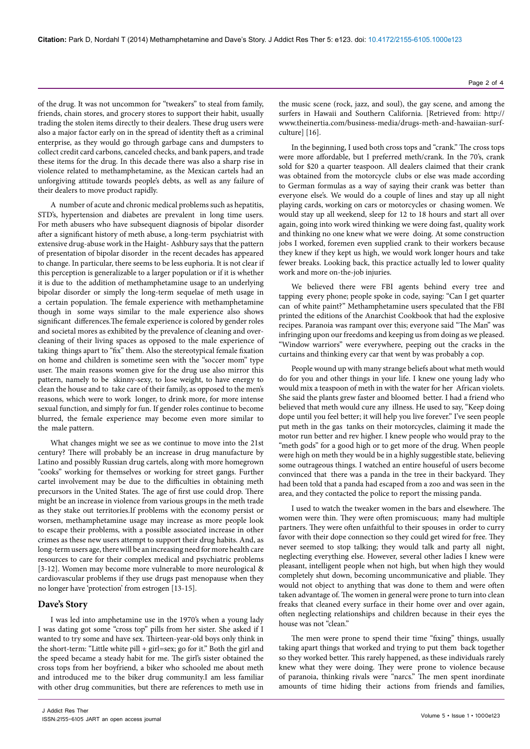of the drug. It was not uncommon for "tweakers" to steal from family, friends, chain stores, and grocery stores to support their habit, usually trading the stolen items directly to their dealers. These drug users were also a major factor early on in the spread of identity theft as a criminal enterprise, as they would go through garbage cans and dumpsters to collect credit card carbons, canceled checks, and bank papers, and trade these items for the drug. In this decade there was also a sharp rise in violence related to methamphetamine, as the Mexican cartels had an unforgiving attitude towards people's debts, as well as any failure of their dealers to move product rapidly.

A number of acute and chronic medical problems such as hepatitis, STD's, hypertension and diabetes are prevalent in long time users. For meth abusers who have subsequent diagnosis of bipolar disorder after a significant history of meth abuse, a long-term psychiatrist with extensive drug-abuse work in the Haight- Ashbury says that the pattern of presentation of bipolar disorder in the recent decades has appeared to change. In particular, there seems to be less euphoria. It is not clear if this perception is generalizable to a larger population or if it is whether it is due to the addition of methamphetamine usage to an underlying bipolar disorder or simply the long-term sequelae of meth usage in a certain population. The female experience with methamphetamine though in some ways similar to the male experience also shows significant differences.The female experience is colored by gender roles and societal mores as exhibited by the prevalence of cleaning and over-cleaning of their living spaces as opposed to the male experience of taking things apart to "fix" them. Also the stereotypical female fixation on home and children is sometime seen with the "soccer mom" type user. The main reasons women give for the drug use also mirror this pattern, namely to be skinny-sexy, to lose weight, to have energy to clean the house and to take care of their family, as opposed to the men's reasons, which were to work longer, to drink more, for more intense sexual function, and simply for fun. If gender roles continue to become blurred, the female experience may become even more similar to the male pattern.

What changes might we see as we continue to move into the 21st century? There will probably be an increase in drug manufacture by Latino and possibly Russian drug cartels, along with more homegrown "cooks" working for themselves or working for street gangs. Further cartel involvement may be due to the difficulties in obtaining meth precursors in the United States. The age of first use could drop. There might be an increase in violence from various groups in the meth trade as they stake out territories.If problems with the economy persist or worsen, methamphetamine usage may increase as more people look to escape their problems, with a possible associated increase in other crimes as these new users attempt to support their drug habits. And, as long-term users age, there will be an increasing need for more health care resources to care for their complex medical and psychiatric problems [3-12]. Women may become more vulnerable to more neurological & cardiovascular problems if they use drugs past menopause when they no longer have 'protection' from estrogen [13-15].

## Dave's Story

I was led into amphetamine use in the 1970's when a young lady I was dating got some "cross top" pills from her sister. She asked if I wanted to try some and have sex. Thirteen-year-old boys only think in the short-term: "Little white pill + girl=sex; go for it." Both the girl and the speed became a steady habit for me. The girl's sister obtained the cross tops from her boyfriend, a biker who schooled me about meth and introduced me to the biker drug community.I am less familiar with other drug communities, but there are references to meth use in the music scene (rock, jazz, and soul), the gay scene, and among the surfers in Hawaii and Southern California. [Retrieved from: http://www.theinertia.com/business-media/drugs-meth-and-hawaiian-surf-culture] [16].

In the beginning, I used both cross tops and "crank." The cross tops were more affordable, but I preferred meth/crank. In the 70's, crank sold for $20 a quarter teaspoon. All dealers claimed that their crank was obtained from the motorcycle clubs or else was made according to German formulas as a way of saying their crank was better than everyone else's. We would do a couple of lines and stay up all night playing cards, working on cars or motorcycles or chasing women. We would stay up all weekend, sleep for 12 to 18 hours and start all over again, going into work wired thinking we were doing fast, quality work and thinking no one knew what we were doing. At some construction jobs I worked, foremen even supplied crank to their workers because they knew if they kept us high, we would work longer hours and take fewer breaks. Looking back, this practice actually led to lower quality work and more on-the-job injuries.

We believed there were FBI agents behind every tree and tapping every phone; people spoke in code, saying: "Can I get quarter can of white paint?" Methamphetamine users speculated that the FBI printed the editions of the Anarchist Cookbook that had the explosive recipes. Paranoia was rampant over this; everyone said "The Man" was infringing upon our freedoms and keeping us from doing as we pleased. "Window warriors" were everywhere, peeping out the cracks in the curtains and thinking every car that went by was probably a cop.

People wound up with many strange beliefs about what meth would do for you and other things in your life. I knew one young lady who would mix a teaspoon of meth in with the water for her African violets. She said the plants grew faster and bloomed better. I had a friend who believed that meth would cure any illness. He used to say, "Keep doing dope until you feel better; it will help you live forever." I've seen people put meth in the gas tanks on their motorcycles, claiming it made the motor run better and rev higher. I knew people who would pray to the "meth gods" for a good high or to get more of the drug. When people were high on meth they would be in a highly suggestible state, believing some outrageous things. I watched an entire houseful of users become convinced that there was a panda in the tree in their backyard. They had been told that a panda had escaped from a zoo and was seen in the area, and they contacted the police to report the missing panda.

I used to watch the tweaker women in the bars and elsewhere. The women were thin. They were often promiscuous; many had multiple partners. They were often unfaithful to their spouses in order to curry favor with their dope connection so they could get wired for free. They never seemed to stop talking; they would talk and party all night, neglecting everything else. However, several other ladies I knew were pleasant, intelligent people when not high, but when high they would completely shut down, becoming uncommunicative and pliable. They would not object to anything that was done to them and were often taken advantage of. The women in general were prone to turn into clean freaks that cleaned every surface in their home over and over again, often neglecting relationships and children because in their eyes the house was not "clean."

The men were prone to spend their time "fixing" things, usually taking apart things that worked and trying to put them back together so they worked better. This rarely happened, as these individuals rarely knew what they were doing. They were prone to violence because of paranoia, thinking rivals were "narcs." The men spent inordinate amounts of time hiding their actions from friends and families,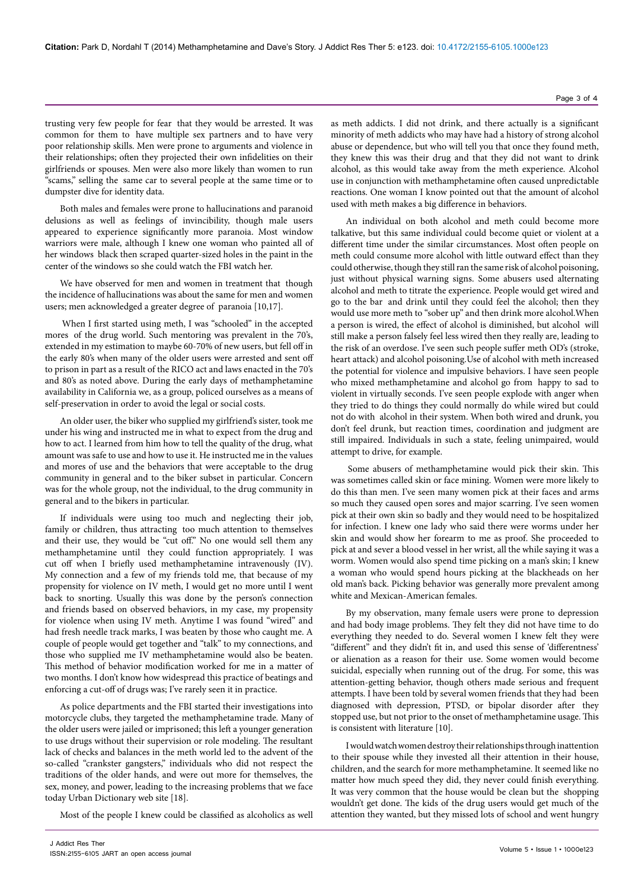trusting very few people for fear that they would be arrested. It was common for them to have multiple sex partners and to have very poor relationship skills. Men were prone to arguments and violence in their relationships; often they projected their own infidelities on their girlfriends or spouses. Men were also more likely than women to run "scams," selling the same car to several people at the same time or to dumpster dive for identity data.

Both males and females were prone to hallucinations and paranoid delusions as well as feelings of invincibility, though male users appeared to experience significantly more paranoia. Most window warriors were male, although I knew one woman who painted all of her windows black then scraped quarter-sized holes in the paint in the center of the windows so she could watch the FBI watch her.

We have observed for men and women in treatment that though the incidence of hallucinations was about the same for men and women users; men acknowledged a greater degree of paranoia [10,17].

When I first started using meth, I was "schooled" in the accepted mores of the drug world. Such mentoring was prevalent in the 70's, extended in my estimation to maybe 60-70% of new users, but fell off in the early 80's when many of the older users were arrested and sent off to prison in part as a result of the RICO act and laws enacted in the 70's and 80's as noted above. During the early days of methamphetamine availability in California we, as a group, policed ourselves as a means of self-preservation in order to avoid the legal or social costs.

An older user, the biker who supplied my girlfriend's sister, took me under his wing and instructed me in what to expect from the drug and how to act. I learned from him how to tell the quality of the drug, what amount was safe to use and how to use it. He instructed me in the values and mores of use and the behaviors that were acceptable to the drug community in general and to the biker subset in particular. Concern was for the whole group, not the individual, to the drug community in general and to the bikers in particular.

If individuals were using too much and neglecting their job, family or children, thus attracting too much attention to themselves and their use, they would be "cut off." No one would sell them any methamphetamine until they could function appropriately. I was cut off when I briefly used methamphetamine intravenously (IV). My connection and a few of my friends told me, that because of my propensity for violence on IV meth, I would get no more until I went back to snorting. Usually this was done by the person's connection and friends based on observed behaviors, in my case, my propensity for violence when using IV meth. Anytime I was found "wired" and had fresh needle track marks, I was beaten by those who caught me. A couple of people would get together and "talk" to my connections, and those who supplied me IV methamphetamine would also be beaten. This method of behavior modification worked for me in a matter of two months. I don't know how widespread this practice of beatings and enforcing a cut-off of drugs was; I've rarely seen it in practice.

As police departments and the FBI started their investigations into motorcycle clubs, they targeted the methamphetamine trade. Many of the older users were jailed or imprisoned; this left a younger generation to use drugs without their supervision or role modeling. The resultant lack of checks and balances in the meth world led to the advent of the so-called "crankster gangsters," individuals who did not respect the traditions of the older hands, and were out more for themselves, the sex, money, and power, leading to the increasing problems that we face today Urban Dictionary web site [18].

Most of the people I knew could be classified as alcoholics as well as meth addicts. I did not drink, and there actually is a significant minority of meth addicts who may have had a history of strong alcohol abuse or dependence, but who will tell you that once they found meth, they knew this was their drug and that they did not want to drink alcohol, as this would take away from the meth experience. Alcohol use in conjunction with methamphetamine often caused unpredictable reactions. One woman I know pointed out that the amount of alcohol used with meth makes a big difference in behaviors.

An individual on both alcohol and meth could become more talkative, but this same individual could become quiet or violent at a different time under the similar circumstances. Most often people on meth could consume more alcohol with little outward effect than they could otherwise, though they still ran the same risk of alcohol poisoning, just without physical warning signs. Some abusers used alternating alcohol and meth to titrate the experience. People would get wired and go to the bar and drink until they could feel the alcohol; then they would use more meth to "sober up" and then drink more alcohol.When a person is wired, the effect of alcohol is diminished, but alcohol will still make a person falsely feel less wired then they really are, leading to the risk of an overdose. I've seen such people suffer meth OD's (stroke, heart attack) and alcohol poisoning.Use of alcohol with meth increased the potential for violence and impulsive behaviors. I have seen people who mixed methamphetamine and alcohol go from happy to sad to violent in virtually seconds. I've seen people explode with anger when they tried to do things they could normally do while wired but could not do with alcohol in their system. When both wired and drunk, you don't feel drunk, but reaction times, coordination and judgment are still impaired. Individuals in such a state, feeling unimpaired, would attempt to drive, for example.

Some abusers of methamphetamine would pick their skin. This was sometimes called skin or face mining. Women were more likely to do this than men. I've seen many women pick at their faces and arms so much they caused open sores and major scarring. I've seen women pick at their own skin so badly and they would need to be hospitalized for infection. I knew one lady who said there were worms under her skin and would show her forearm to me as proof. She proceeded to pick at and sever a blood vessel in her wrist, all the while saying it was a worm. Women would also spend time picking on a man's skin; I knew a woman who would spend hours picking at the blackheads on her old man's back. Picking behavior was generally more prevalent among white and Mexican-American females.

By my observation, many female users were prone to depression and had body image problems. They felt they did not have time to do everything they needed to do. Several women I knew felt they were "different" and they didn't fit in, and used this sense of 'differentness' or alienation as a reason for their use. Some women would become suicidal, especially when running out of the drug. For some, this was attention-getting behavior, though others made serious and frequent attempts. I have been told by several women friends that they had been diagnosed with depression, PTSD, or bipolar disorder after they stopped use, but not prior to the onset of methamphetamine usage. This is consistent with literature [10].

I would watch women destroy their relationships through inattention to their spouse while they invested all their attention in their house, children, and the search for more methamphetamine. It seemed like no matter how much speed they did, they never could finish everything. It was very common that the house would be clean but the shopping wouldn't get done. The kids of the drug users would get much of the attention they wanted, but they missed lots of school and went hungry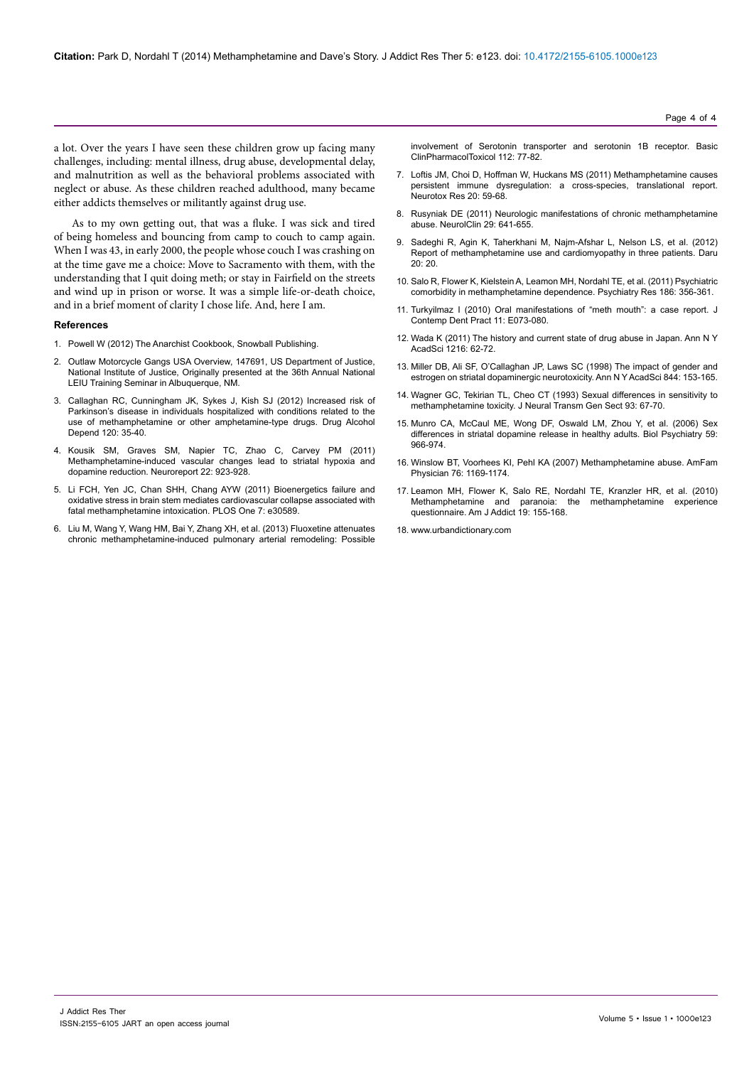a lot. Over the years I have seen these children grow up facing many challenges, including: mental illness, drug abuse, developmental delay, and malnutrition as well as the behavioral problems associated with neglect or abuse. As these children reached adulthood, many became either addicts themselves or militantly against drug use.

As to my own getting out, that was a fluke. I was sick and tired of being homeless and bouncing from camp to couch to camp again. When I was 43, in early 2000, the people whose couch I was crashing on at the time gave me a choice: Move to Sacramento with them, with the understanding that I quit doing meth; or stay in Fairfield on the streets and wind up in prison or worse. It was a simple life-or-death choice, and in a brief moment of clarity I chose life. And, here I am.

### References

1. Powell W (2012) The Anarchist Cookbook, Snowball Publishing.
2. Outlaw Motorcycle Gangs USA Overview, 147691, US Department of Justice, National Institute of Justice, Originally presented at the 36th Annual National LEIU Training Seminar in Albuquerque, NM.
3. Callaghan RC, Cunningham JK, Sykes J, Kish SJ (2012) Increased risk of Parkinson's disease in individuals hospitalized with conditions related to the use of methamphetamine or other amphetamine-type drugs. Drug Alcohol Depend 120: 35-40.
4. Kousik SM, Graves SM, Napier TC, Zhao C, Carvey PM (2011) Methamphetamine-induced vascular changes lead to striatal hypoxia and dopamine reduction. Neuroreport 22: 923-928.
5. Li FCH, Yen JC, Chan SHH, Chang AYW (2011) Bioenergetics failure and oxidative stress in brain stem mediates cardiovascular collapse associated with fatal methamphetamine intoxication. PLOS One 7: e30589.
6. Liu M, Wang Y, Wang HM, Bai Y, Zhang XH, et al. (2013) Fluoxetine attenuates chronic methamphetamine-induced pulmonary arterial remodeling: Possible involvement of Serotonin transporter and serotonin 1B receptor. Basic ClinPharmacolToxicol 112: 77-82.
7. Loftis JM, Choi D, Hoffman W, Huckans MS (2011) Methamphetamine causes persistent immune dysregulation: a cross-species, translational report. Neurotox Res 20: 59-68.
8. Rusyniak DE (2011) Neurologic manifestations of chronic methamphetamine abuse. NeurolClin 29: 641-655.
9. Sadeghi R, Agin K, Taherkhani M, Najm-Afshar L, Nelson LS, et al. (2012) Report of methamphetamine use and cardiomyopathy in three patients. Daru 20: 20.
10. Salo R, Flower K, Kielstein A, Leamon MH, Nordahl TE, et al. (2011) Psychiatric comorbidity in methamphetamine dependence. Psychiatry Res 186: 356-361.
11. Turkyilmaz I (2010) Oral manifestations of "meth mouth": a case report. J Contemp Dent Pract 11: E073-080.
12. Wada K (2011) The history and current state of drug abuse in Japan. Ann N Y AcadSci 1216: 62-72.
13. Miller DB, Ali SF, O'Callaghan JP, Laws SC (1998) The impact of gender and estrogen on striatal dopaminergic neurotoxicity. Ann N Y AcadSci 844: 153-165.
14. Wagner GC, Tekirian TL, Cheo CT (1993) Sexual differences in sensitivity to methamphetamine toxicity. J Neural Transm Gen Sect 93: 67-70.
15. Munro CA, McCaul ME, Wong DF, Oswald LM, Zhou Y, et al. (2006) Sex differences in striatal dopamine release in healthy adults. Biol Psychiatry 59: 966-974.
16. Winslow BT, Voorhees KI, Pehl KA (2007) Methamphetamine abuse. AmFam Physician 76: 1169-1174.
17. Leamon MH, Flower K, Salo RE, Nordahl TE, Kranzler HR, et al. (2010) Methamphetamine and paranoia: the methamphetamine experience questionnaire. Am J Addict 19: 155-168.
18. www.urbandictionary.com